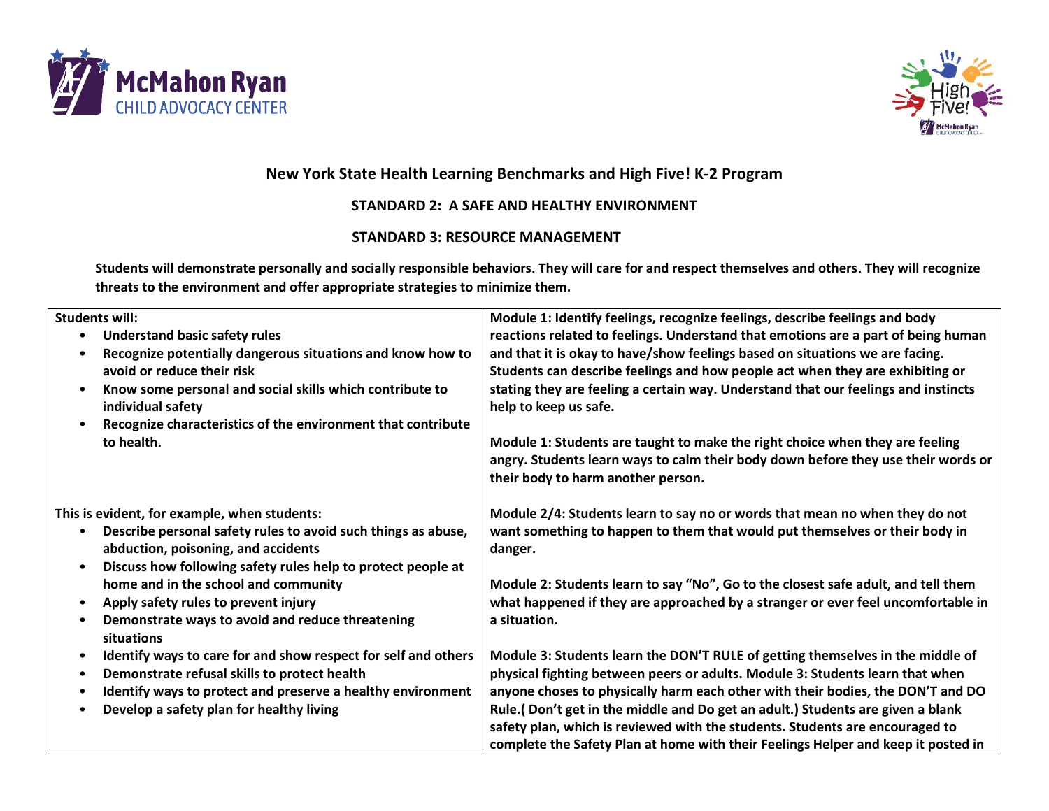## New York State Health Learning Benchmarks and High Five! K-2 Program

### STANDARD 2: A SAFE AND HEALTHY ENVIRONMENT

### STANDARD 3: RESOURCE MANAGEMENT

**Students will demonstrate personally and socially responsible behaviors. They will care for and respect themselves and others. They will recognize threats to the environment and offer appropriate strategies to minimize them.**

| Students will: | |
|---|---|
| **Students will:**<br>• Understand basic safety rules<br>• Recognize potentially dangerous situations and know how to avoid or reduce their risk<br>• Know some personal and social skills which contribute to individual safety<br>• Recognize characteristics of the environment that contribute to health. | **Module 1: Identify feelings, recognize feelings, describe feelings and body reactions related to feelings. Understand that emotions are a part of being human and that it is okay to have/show feelings based on situations we are facing. Students can describe feelings and how people act when they are exhibiting or stating they are feeling a certain way. Understand that our feelings and instincts help to keep us safe.**<br><br>**Module 1: Students are taught to make the right choice when they are feeling angry. Students learn ways to calm their body down before they use their words or their body to harm another person.** |
| **This is evident, for example, when students:**<br>• Describe personal safety rules to avoid such things as abuse, abduction, poisoning, and accidents<br>• Discuss how following safety rules help to protect people at home and in the school and community<br>• Apply safety rules to prevent injury<br>• Demonstrate ways to avoid and reduce threatening situations<br>• Identify ways to care for and show respect for self and others<br>• Demonstrate refusal skills to protect health<br>• Identify ways to protect and preserve a healthy environment<br>• Develop a safety plan for healthy living | **Module 2/4: Students learn to say no or words that mean no when they do not want something to happen to them that would put themselves or their body in danger.**<br><br>**Module 2: Students learn to say "No", Go to the closest safe adult, and tell them what happened if they are approached by a stranger or ever feel uncomfortable in a situation.**<br><br>**Module 3: Students learn the DON'T RULE of getting themselves in the middle of physical fighting between peers or adults. Module 3: Students learn that when anyone choses to physically harm each other with their bodies, the DON'T and DO Rule.( Don't get in the middle and Do get an adult.) Students are given a blank safety plan, which is reviewed with the students. Students are encouraged to complete the Safety Plan at home with their Feelings Helper and keep it posted in** |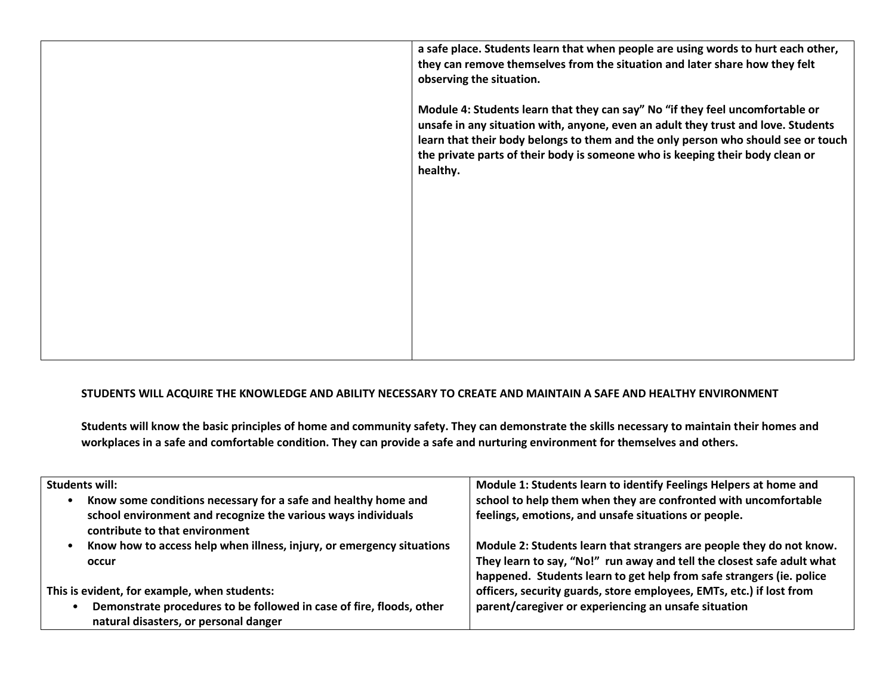| | |
|---|---|
| | **a safe place. Students learn that when people are using words to hurt each other, they can remove themselves from the situation and later share how they felt observing the situation.**<br><br>**Module 4: Students learn that they can say" No "if they feel uncomfortable or unsafe in any situation with, anyone, even an adult they trust and love. Students learn that their body belongs to them and the only person who should see or touch the private parts of their body is someone who is keeping their body clean or healthy.** |

**STUDENTS WILL ACQUIRE THE KNOWLEDGE AND ABILITY NECESSARY TO CREATE AND MAINTAIN A SAFE AND HEALTHY ENVIRONMENT**

**Students will know the basic principles of home and community safety. They can demonstrate the skills necessary to maintain their homes and workplaces in a safe and comfortable condition. They can provide a safe and nurturing environment for themselves and others.**

| | |
|---|---|
| **Students will:**<br>• **Know some conditions necessary for a safe and healthy home and school environment and recognize the various ways individuals contribute to that environment**<br>• **Know how to access help when illness, injury, or emergency situations occur**<br><br>**This is evident, for example, when students:**<br>• **Demonstrate procedures to be followed in case of fire, floods, other natural disasters, or personal danger** | **Module 1: Students learn to identify Feelings Helpers at home and school to help them when they are confronted with uncomfortable feelings, emotions, and unsafe situations or people.**<br><br>**Module 2: Students learn that strangers are people they do not know. They learn to say, "No!" run away and tell the closest safe adult what happened. Students learn to get help from safe strangers (ie. police officers, security guards, store employees, EMTs, etc.) if lost from parent/caregiver or experiencing an unsafe situation** |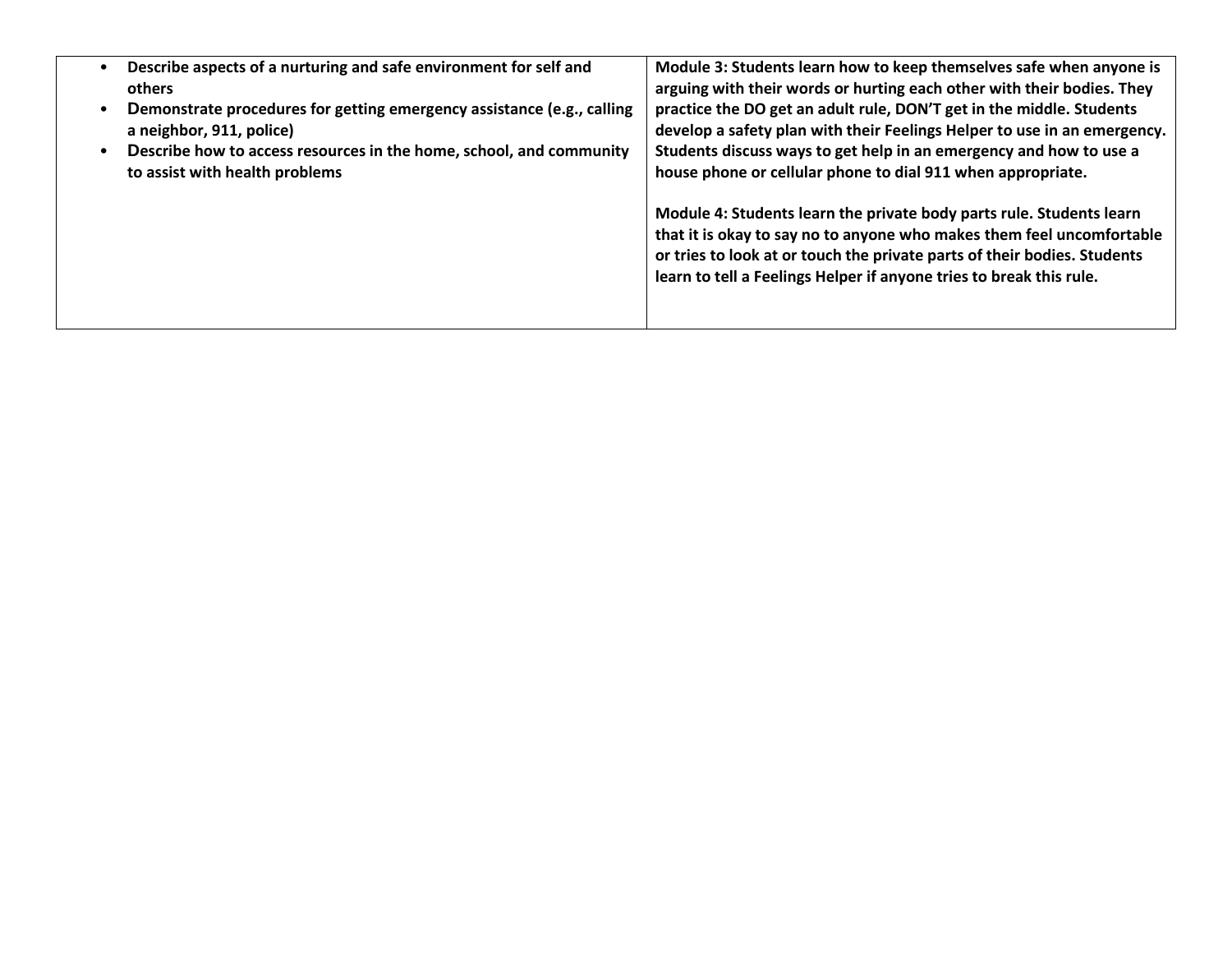| | |
|---|---|
| • **Describe aspects of a nurturing and safe environment for self and others**<br>• **Demonstrate procedures for getting emergency assistance (e.g., calling a neighbor, 911, police)**<br>• **Describe how to access resources in the home, school, and community to assist with health problems** | **Module 3: Students learn how to keep themselves safe when anyone is arguing with their words or hurting each other with their bodies. They practice the DO get an adult rule, DON'T get in the middle. Students develop a safety plan with their Feelings Helper to use in an emergency. Students discuss ways to get help in an emergency and how to use a house phone or cellular phone to dial 911 when appropriate.**<br><br>**Module 4: Students learn the private body parts rule. Students learn that it is okay to say no to anyone who makes them feel uncomfortable or tries to look at or touch the private parts of their bodies. Students learn to tell a Feelings Helper if anyone tries to break this rule.** |